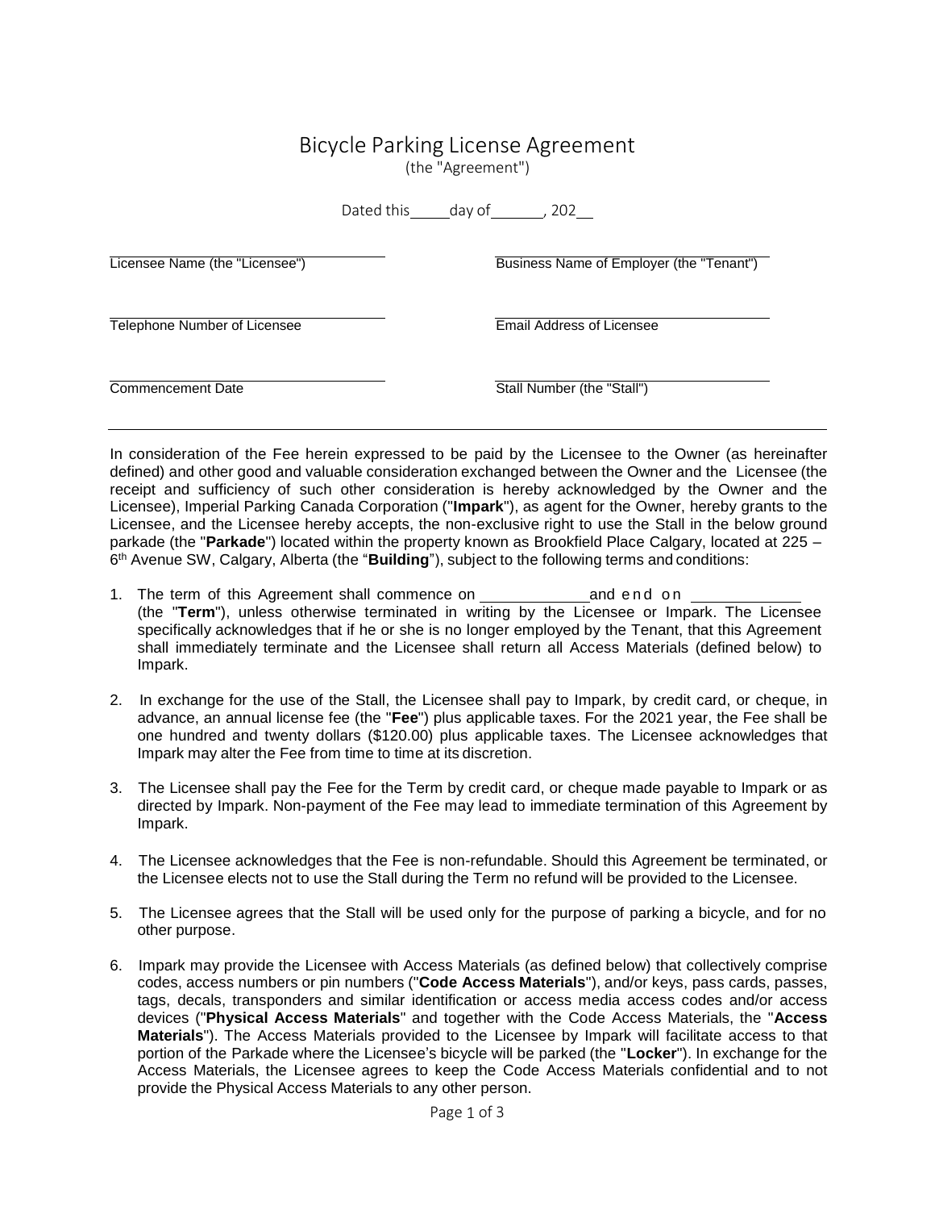# Bicycle Parking License Agreement

(the "Agreement")

Dated this \_\_\_\_\_ day of \_\_\_\_\_\_\_, 202\_\_

| | |
|---|---|
| Licensee Name (the "Licensee") | Business Name of Employer (the "Tenant") |
| Telephone Number of Licensee | Email Address of Licensee |
| Commencement Date | Stall Number (the "Stall") |

---

In consideration of the Fee herein expressed to be paid by the Licensee to the Owner (as hereinafter defined) and other good and valuable consideration exchanged between the Owner and the Licensee (the receipt and sufficiency of such other consideration is hereby acknowledged by the Owner and the Licensee), Imperial Parking Canada Corporation ("**Impark**"), as agent for the Owner, hereby grants to the Licensee, and the Licensee hereby accepts, the non-exclusive right to use the Stall in the below ground parkade (the "**Parkade**") located within the property known as Brookfield Place Calgary, located at 225 – 6th Avenue SW, Calgary, Alberta (the "**Building**"), subject to the following terms and conditions:

1. The term of this Agreement shall commence on \_\_\_\_\_\_\_\_\_\_\_\_ and end on \_\_\_\_\_\_\_\_\_\_\_\_ (the "**Term**"), unless otherwise terminated in writing by the Licensee or Impark. The Licensee specifically acknowledges that if he or she is no longer employed by the Tenant, that this Agreement shall immediately terminate and the Licensee shall return all Access Materials (defined below) to Impark.

2. In exchange for the use of the Stall, the Licensee shall pay to Impark, by credit card, or cheque, in advance, an annual license fee (the "**Fee**") plus applicable taxes. For the 2021 year, the Fee shall be one hundred and twenty dollars ($120.00) plus applicable taxes. The Licensee acknowledges that Impark may alter the Fee from time to time at its discretion.

3. The Licensee shall pay the Fee for the Term by credit card, or cheque made payable to Impark or as directed by Impark. Non-payment of the Fee may lead to immediate termination of this Agreement by Impark.

4. The Licensee acknowledges that the Fee is non-refundable. Should this Agreement be terminated, or the Licensee elects not to use the Stall during the Term no refund will be provided to the Licensee.

5. The Licensee agrees that the Stall will be used only for the purpose of parking a bicycle, and for no other purpose.

6. Impark may provide the Licensee with Access Materials (as defined below) that collectively comprise codes, access numbers or pin numbers ("**Code Access Materials**"), and/or keys, pass cards, passes, tags, decals, transponders and similar identification or access media access codes and/or access devices ("**Physical Access Materials**" and together with the Code Access Materials, the "**Access Materials**"). The Access Materials provided to the Licensee by Impark will facilitate access to that portion of the Parkade where the Licensee's bicycle will be parked (the "**Locker**"). In exchange for the Access Materials, the Licensee agrees to keep the Code Access Materials confidential and to not provide the Physical Access Materials to any other person.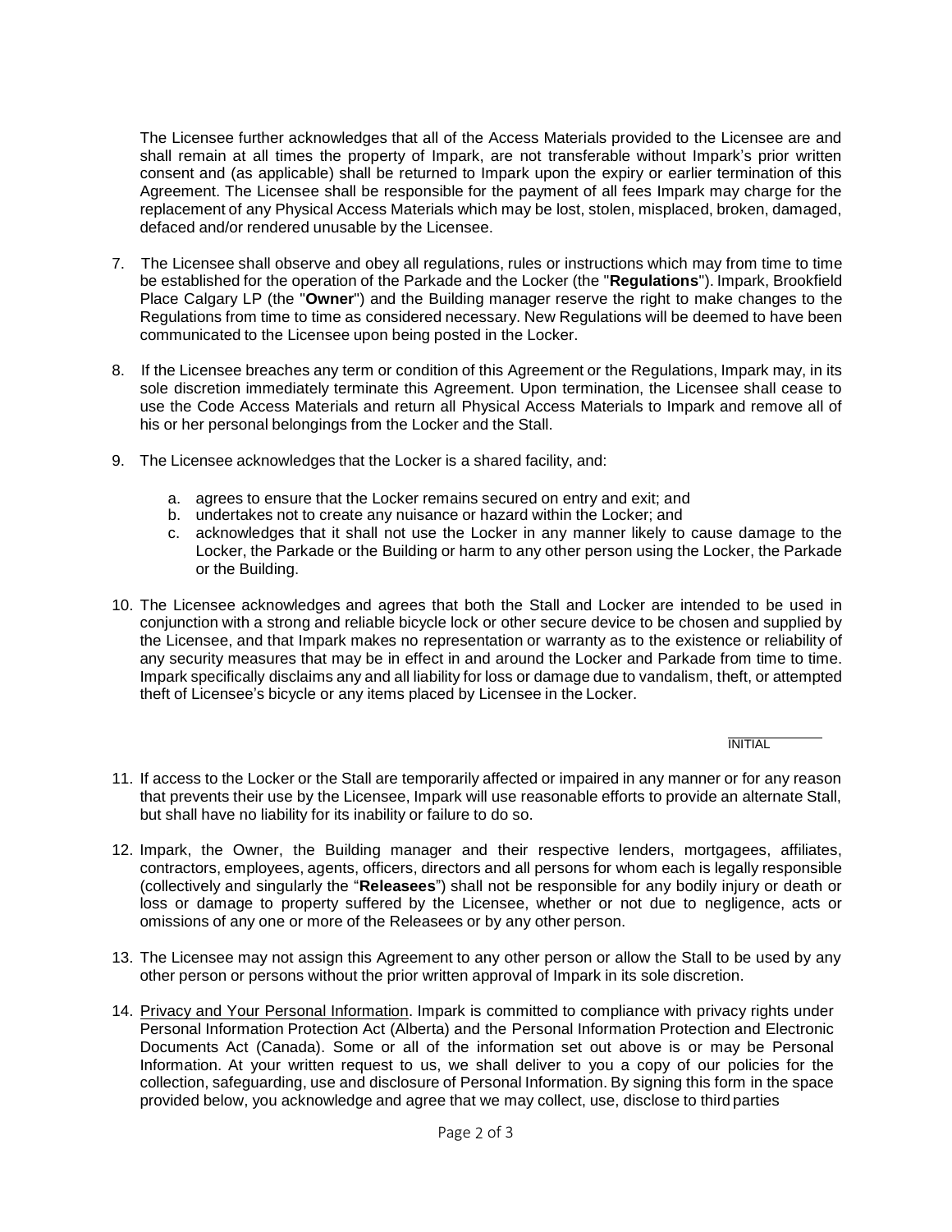The Licensee further acknowledges that all of the Access Materials provided to the Licensee are and shall remain at all times the property of Impark, are not transferable without Impark's prior written consent and (as applicable) shall be returned to Impark upon the expiry or earlier termination of this Agreement. The Licensee shall be responsible for the payment of all fees Impark may charge for the replacement of any Physical Access Materials which may be lost, stolen, misplaced, broken, damaged, defaced and/or rendered unusable by the Licensee.

7. The Licensee shall observe and obey all regulations, rules or instructions which may from time to time be established for the operation of the Parkade and the Locker (the "**Regulations**"). Impark, Brookfield Place Calgary LP (the "**Owner**") and the Building manager reserve the right to make changes to the Regulations from time to time as considered necessary. New Regulations will be deemed to have been communicated to the Licensee upon being posted in the Locker.

8. If the Licensee breaches any term or condition of this Agreement or the Regulations, Impark may, in its sole discretion immediately terminate this Agreement. Upon termination, the Licensee shall cease to use the Code Access Materials and return all Physical Access Materials to Impark and remove all of his or her personal belongings from the Locker and the Stall.

9. The Licensee acknowledges that the Locker is a shared facility, and:

   a. agrees to ensure that the Locker remains secured on entry and exit; and
   b. undertakes not to create any nuisance or hazard within the Locker; and
   c. acknowledges that it shall not use the Locker in any manner likely to cause damage to the Locker, the Parkade or the Building or harm to any other person using the Locker, the Parkade or the Building.

10. The Licensee acknowledges and agrees that both the Stall and Locker are intended to be used in conjunction with a strong and reliable bicycle lock or other secure device to be chosen and supplied by the Licensee, and that Impark makes no representation or warranty as to the existence or reliability of any security measures that may be in effect in and around the Locker and Parkade from time to time. Impark specifically disclaims any and all liability for loss or damage due to vandalism, theft, or attempted theft of Licensee's bicycle or any items placed by Licensee in the Locker.

\_\_\_\_\_\_\_\_\_\_
INITIAL

11. If access to the Locker or the Stall are temporarily affected or impaired in any manner or for any reason that prevents their use by the Licensee, Impark will use reasonable efforts to provide an alternate Stall, but shall have no liability for its inability or failure to do so.

12. Impark, the Owner, the Building manager and their respective lenders, mortgagees, affiliates, contractors, employees, agents, officers, directors and all persons for whom each is legally responsible (collectively and singularly the "**Releasees**") shall not be responsible for any bodily injury or death or loss or damage to property suffered by the Licensee, whether or not due to negligence, acts or omissions of any one or more of the Releasees or by any other person.

13. The Licensee may not assign this Agreement to any other person or allow the Stall to be used by any other person or persons without the prior written approval of Impark in its sole discretion.

14. Privacy and Your Personal Information. Impark is committed to compliance with privacy rights under Personal Information Protection Act (Alberta) and the Personal Information Protection and Electronic Documents Act (Canada). Some or all of the information set out above is or may be Personal Information. At your written request to us, we shall deliver to you a copy of our policies for the collection, safeguarding, use and disclosure of Personal Information. By signing this form in the space provided below, you acknowledge and agree that we may collect, use, disclose to third parties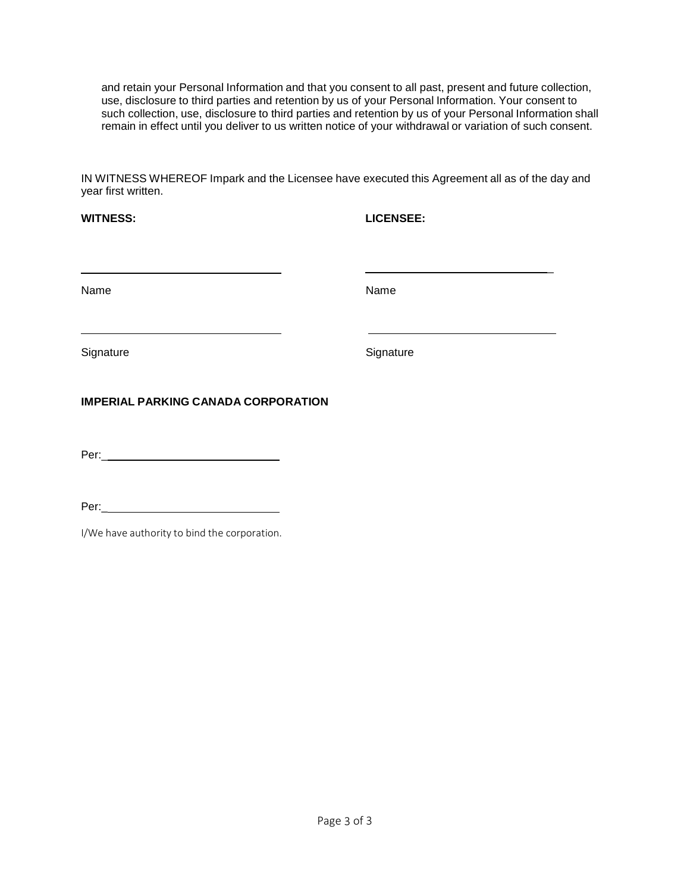and retain your Personal Information and that you consent to all past, present and future collection, use, disclosure to third parties and retention by us of your Personal Information. Your consent to such collection, use, disclosure to third parties and retention by us of your Personal Information shall remain in effect until you deliver to us written notice of your withdrawal or variation of such consent.

IN WITNESS WHEREOF Impark and the Licensee have executed this Agreement all as of the day and year first written.

| | |
|---|---|
| **WITNESS:** | **LICENSEE:** |
| ______________________________ | ______________________________ |
| Name | Name |
| ______________________________ | ______________________________ |
| Signature | Signature |

**IMPERIAL PARKING CANADA CORPORATION**

Per:______________________________

Per:______________________________

I/We have authority to bind the corporation.